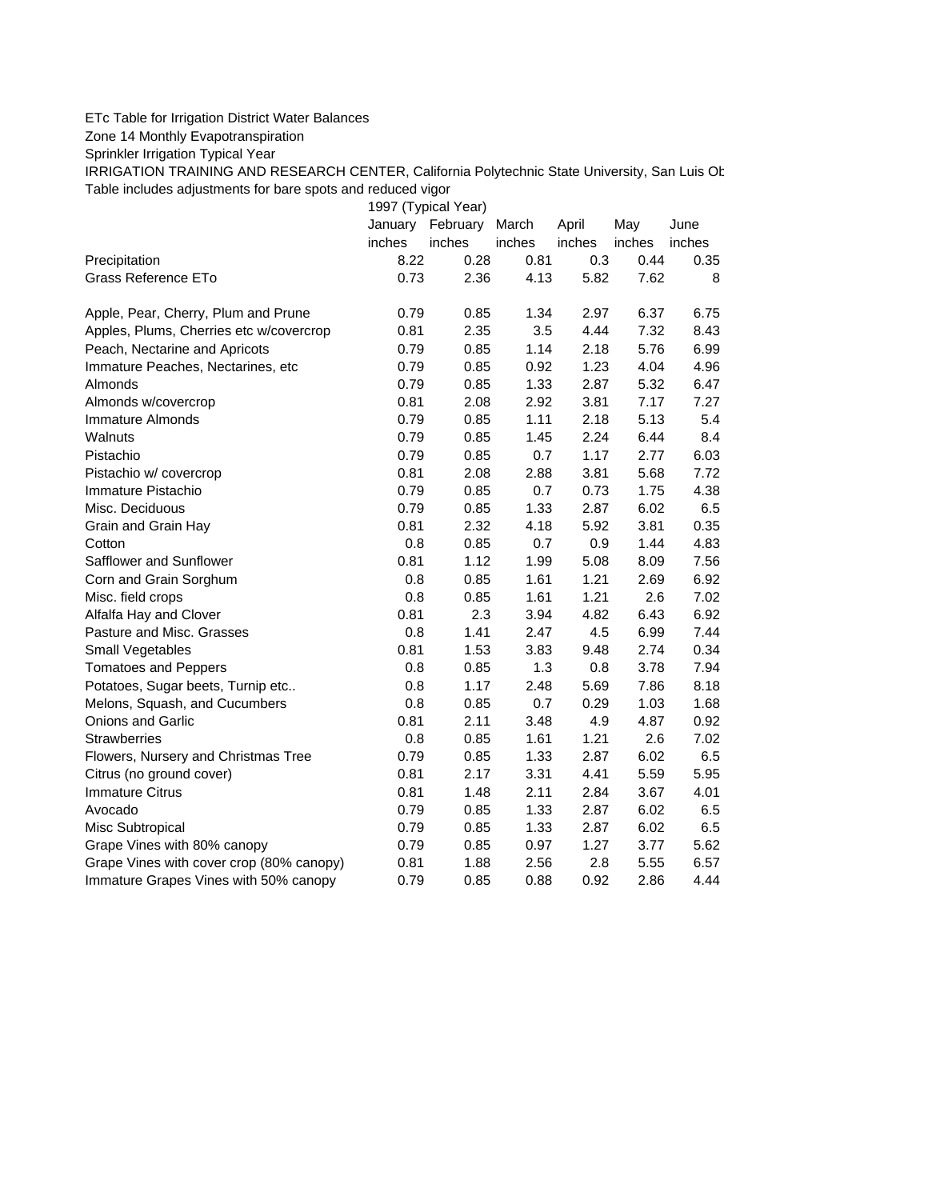ETc Table for Irrigation District Water Balances

Zone 14 Monthly Evapotranspiration

Sprinkler Irrigation Typical Year

IRRIGATION TRAINING AND RESEARCH CENTER, California Polytechnic State University, San Luis Ob

Table includes adjustments for bare spots and reduced vigor

| | 1997 (Typical Year) | | | | | |
|---|---|---|---|---|---|---|
| | January | February | March | April | May | June |
| | inches | inches | inches | inches | inches | inches |
| Precipitation | 8.22 | 0.28 | 0.81 | 0.3 | 0.44 | 0.35 |
| Grass Reference ETo | 0.73 | 2.36 | 4.13 | 5.82 | 7.62 | 8 |
| | | | | | | |
| Apple, Pear, Cherry, Plum and Prune | 0.79 | 0.85 | 1.34 | 2.97 | 6.37 | 6.75 |
| Apples, Plums, Cherries etc w/covercrop | 0.81 | 2.35 | 3.5 | 4.44 | 7.32 | 8.43 |
| Peach, Nectarine and Apricots | 0.79 | 0.85 | 1.14 | 2.18 | 5.76 | 6.99 |
| Immature Peaches, Nectarines, etc | 0.79 | 0.85 | 0.92 | 1.23 | 4.04 | 4.96 |
| Almonds | 0.79 | 0.85 | 1.33 | 2.87 | 5.32 | 6.47 |
| Almonds w/covercrop | 0.81 | 2.08 | 2.92 | 3.81 | 7.17 | 7.27 |
| Immature Almonds | 0.79 | 0.85 | 1.11 | 2.18 | 5.13 | 5.4 |
| Walnuts | 0.79 | 0.85 | 1.45 | 2.24 | 6.44 | 8.4 |
| Pistachio | 0.79 | 0.85 | 0.7 | 1.17 | 2.77 | 6.03 |
| Pistachio w/ covercrop | 0.81 | 2.08 | 2.88 | 3.81 | 5.68 | 7.72 |
| Immature Pistachio | 0.79 | 0.85 | 0.7 | 0.73 | 1.75 | 4.38 |
| Misc. Deciduous | 0.79 | 0.85 | 1.33 | 2.87 | 6.02 | 6.5 |
| Grain and Grain Hay | 0.81 | 2.32 | 4.18 | 5.92 | 3.81 | 0.35 |
| Cotton | 0.8 | 0.85 | 0.7 | 0.9 | 1.44 | 4.83 |
| Safflower and Sunflower | 0.81 | 1.12 | 1.99 | 5.08 | 8.09 | 7.56 |
| Corn and Grain Sorghum | 0.8 | 0.85 | 1.61 | 1.21 | 2.69 | 6.92 |
| Misc. field crops | 0.8 | 0.85 | 1.61 | 1.21 | 2.6 | 7.02 |
| Alfalfa Hay and Clover | 0.81 | 2.3 | 3.94 | 4.82 | 6.43 | 6.92 |
| Pasture and Misc. Grasses | 0.8 | 1.41 | 2.47 | 4.5 | 6.99 | 7.44 |
| Small Vegetables | 0.81 | 1.53 | 3.83 | 9.48 | 2.74 | 0.34 |
| Tomatoes and Peppers | 0.8 | 0.85 | 1.3 | 0.8 | 3.78 | 7.94 |
| Potatoes, Sugar beets, Turnip etc.. | 0.8 | 1.17 | 2.48 | 5.69 | 7.86 | 8.18 |
| Melons, Squash, and Cucumbers | 0.8 | 0.85 | 0.7 | 0.29 | 1.03 | 1.68 |
| Onions and Garlic | 0.81 | 2.11 | 3.48 | 4.9 | 4.87 | 0.92 |
| Strawberries | 0.8 | 0.85 | 1.61 | 1.21 | 2.6 | 7.02 |
| Flowers, Nursery and Christmas Tree | 0.79 | 0.85 | 1.33 | 2.87 | 6.02 | 6.5 |
| Citrus (no ground cover) | 0.81 | 2.17 | 3.31 | 4.41 | 5.59 | 5.95 |
| Immature Citrus | 0.81 | 1.48 | 2.11 | 2.84 | 3.67 | 4.01 |
| Avocado | 0.79 | 0.85 | 1.33 | 2.87 | 6.02 | 6.5 |
| Misc Subtropical | 0.79 | 0.85 | 1.33 | 2.87 | 6.02 | 6.5 |
| Grape Vines with 80% canopy | 0.79 | 0.85 | 0.97 | 1.27 | 3.77 | 5.62 |
| Grape Vines with cover crop (80% canopy) | 0.81 | 1.88 | 2.56 | 2.8 | 5.55 | 6.57 |
| Immature Grapes Vines with 50% canopy | 0.79 | 0.85 | 0.88 | 0.92 | 2.86 | 4.44 |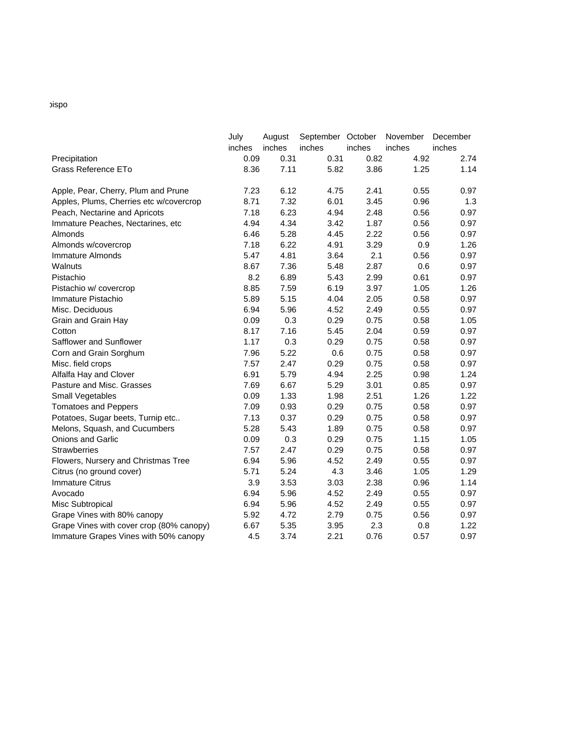ɔispo

| | July inches | August inches | September inches | October inches | November inches | December inches |
|---|---|---|---|---|---|---|
| Precipitation | 0.09 | 0.31 | 0.31 | 0.82 | 4.92 | 2.74 |
| Grass Reference ETo | 8.36 | 7.11 | 5.82 | 3.86 | 1.25 | 1.14 |
| | | | | | | |
| Apple, Pear, Cherry, Plum and Prune | 7.23 | 6.12 | 4.75 | 2.41 | 0.55 | 0.97 |
| Apples, Plums, Cherries etc w/covercrop | 8.71 | 7.32 | 6.01 | 3.45 | 0.96 | 1.3 |
| Peach, Nectarine and Apricots | 7.18 | 6.23 | 4.94 | 2.48 | 0.56 | 0.97 |
| Immature Peaches, Nectarines, etc | 4.94 | 4.34 | 3.42 | 1.87 | 0.56 | 0.97 |
| Almonds | 6.46 | 5.28 | 4.45 | 2.22 | 0.56 | 0.97 |
| Almonds w/covercrop | 7.18 | 6.22 | 4.91 | 3.29 | 0.9 | 1.26 |
| Immature Almonds | 5.47 | 4.81 | 3.64 | 2.1 | 0.56 | 0.97 |
| Walnuts | 8.67 | 7.36 | 5.48 | 2.87 | 0.6 | 0.97 |
| Pistachio | 8.2 | 6.89 | 5.43 | 2.99 | 0.61 | 0.97 |
| Pistachio w/ covercrop | 8.85 | 7.59 | 6.19 | 3.97 | 1.05 | 1.26 |
| Immature Pistachio | 5.89 | 5.15 | 4.04 | 2.05 | 0.58 | 0.97 |
| Misc. Deciduous | 6.94 | 5.96 | 4.52 | 2.49 | 0.55 | 0.97 |
| Grain and Grain Hay | 0.09 | 0.3 | 0.29 | 0.75 | 0.58 | 1.05 |
| Cotton | 8.17 | 7.16 | 5.45 | 2.04 | 0.59 | 0.97 |
| Safflower and Sunflower | 1.17 | 0.3 | 0.29 | 0.75 | 0.58 | 0.97 |
| Corn and Grain Sorghum | 7.96 | 5.22 | 0.6 | 0.75 | 0.58 | 0.97 |
| Misc. field crops | 7.57 | 2.47 | 0.29 | 0.75 | 0.58 | 0.97 |
| Alfalfa Hay and Clover | 6.91 | 5.79 | 4.94 | 2.25 | 0.98 | 1.24 |
| Pasture and Misc. Grasses | 7.69 | 6.67 | 5.29 | 3.01 | 0.85 | 0.97 |
| Small Vegetables | 0.09 | 1.33 | 1.98 | 2.51 | 1.26 | 1.22 |
| Tomatoes and Peppers | 7.09 | 0.93 | 0.29 | 0.75 | 0.58 | 0.97 |
| Potatoes, Sugar beets, Turnip etc.. | 7.13 | 0.37 | 0.29 | 0.75 | 0.58 | 0.97 |
| Melons, Squash, and Cucumbers | 5.28 | 5.43 | 1.89 | 0.75 | 0.58 | 0.97 |
| Onions and Garlic | 0.09 | 0.3 | 0.29 | 0.75 | 1.15 | 1.05 |
| Strawberries | 7.57 | 2.47 | 0.29 | 0.75 | 0.58 | 0.97 |
| Flowers, Nursery and Christmas Tree | 6.94 | 5.96 | 4.52 | 2.49 | 0.55 | 0.97 |
| Citrus (no ground cover) | 5.71 | 5.24 | 4.3 | 3.46 | 1.05 | 1.29 |
| Immature Citrus | 3.9 | 3.53 | 3.03 | 2.38 | 0.96 | 1.14 |
| Avocado | 6.94 | 5.96 | 4.52 | 2.49 | 0.55 | 0.97 |
| Misc Subtropical | 6.94 | 5.96 | 4.52 | 2.49 | 0.55 | 0.97 |
| Grape Vines with 80% canopy | 5.92 | 4.72 | 2.79 | 0.75 | 0.56 | 0.97 |
| Grape Vines with cover crop (80% canopy) | 6.67 | 5.35 | 3.95 | 2.3 | 0.8 | 1.22 |
| Immature Grapes Vines with 50% canopy | 4.5 | 3.74 | 2.21 | 0.76 | 0.57 | 0.97 |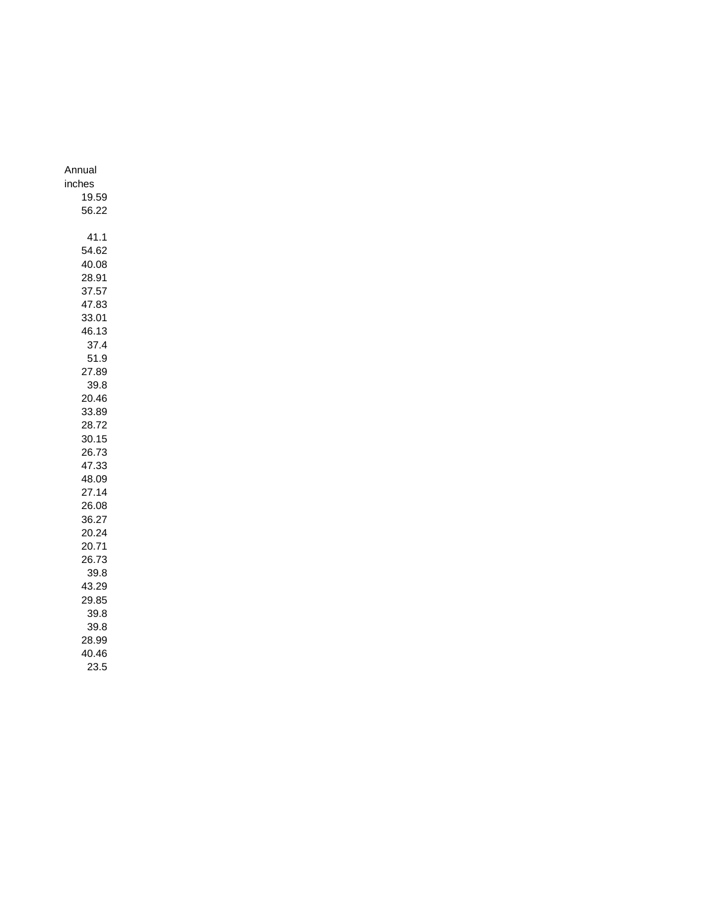| Annual inches |
|---|
| 19.59 |
| 56.22 |
| |
| 41.1 |
| 54.62 |
| 40.08 |
| 28.91 |
| 37.57 |
| 47.83 |
| 33.01 |
| 46.13 |
| 37.4 |
| 51.9 |
| 27.89 |
| 39.8 |
| 20.46 |
| 33.89 |
| 28.72 |
| 30.15 |
| 26.73 |
| 47.33 |
| 48.09 |
| 27.14 |
| 26.08 |
| 36.27 |
| 20.24 |
| 20.71 |
| 26.73 |
| 39.8 |
| 43.29 |
| 29.85 |
| 39.8 |
| 39.8 |
| 28.99 |
| 40.46 |
| 23.5 |